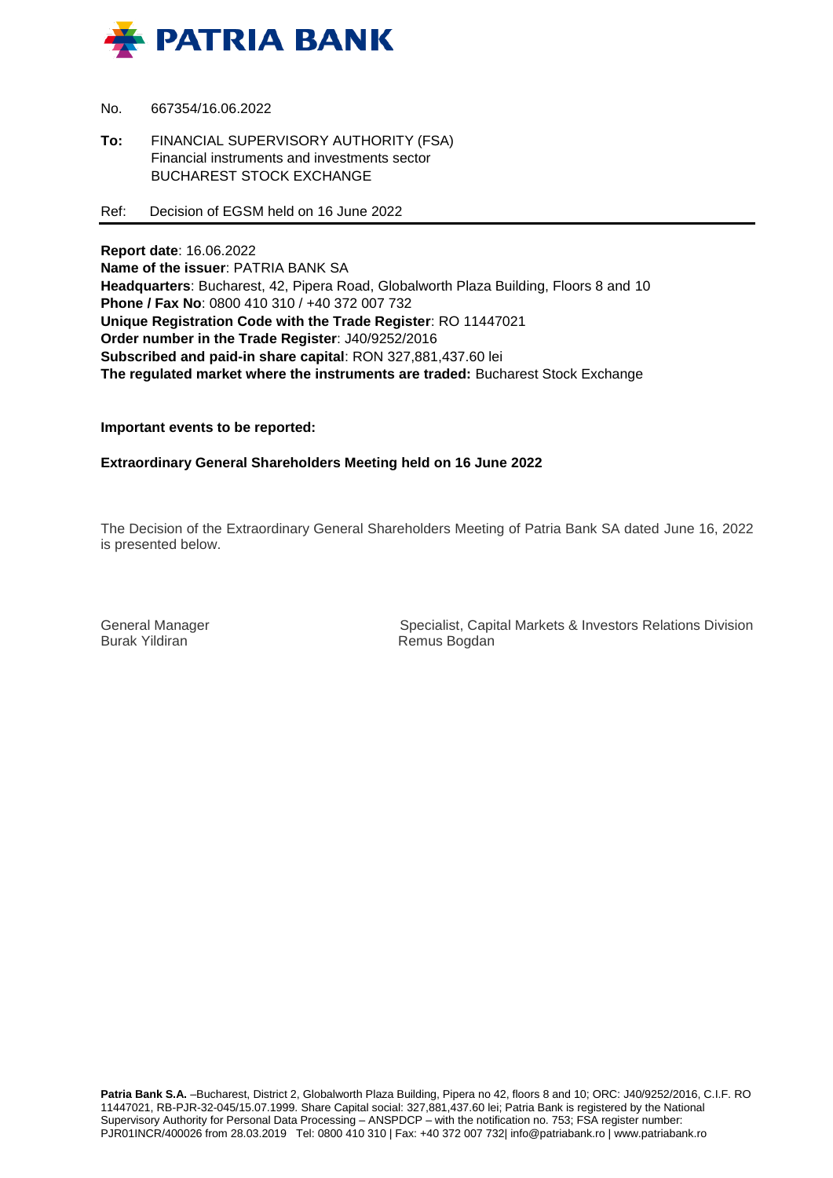**PATRIA BANK**

No. 667354/16.06.2022

**To:** FINANCIAL SUPERVISORY AUTHORITY (FSA)
Financial instruments and investments sector
BUCHAREST STOCK EXCHANGE

Ref: Decision of EGSM held on 16 June 2022

---

**Report date**: 16.06.2022
**Name of the issuer**: PATRIA BANK SA
**Headquarters**: Bucharest, 42, Pipera Road, Globalworth Plaza Building, Floors 8 and 10
**Phone / Fax No**: 0800 410 310 / +40 372 007 732
**Unique Registration Code with the Trade Register**: RO 11447021
**Order number in the Trade Register**: J40/9252/2016
**Subscribed and paid-in share capital**: RON 327,881,437.60 lei
**The regulated market where the instruments are traded:** Bucharest Stock Exchange

**Important events to be reported:**

**Extraordinary General Shareholders Meeting held on 16 June 2022**

The Decision of the Extraordinary General Shareholders Meeting of Patria Bank SA dated June 16, 2022 is presented below.

General Manager
Burak Yildiran

Specialist, Capital Markets & Investors Relations Division
Remus Bogdan

**Patria Bank S.A.** –Bucharest, District 2, Globalworth Plaza Building, Pipera no 42, floors 8 and 10; ORC: J40/9252/2016, C.I.F. RO 11447021, RB-PJR-32-045/15.07.1999. Share Capital social: 327,881,437.60 lei; Patria Bank is registered by the National Supervisory Authority for Personal Data Processing – ANSPDCP – with the notification no. 753; FSA register number: PJR01INCR/400026 from 28.03.2019 Tel: 0800 410 310 | Fax: +40 372 007 732| info@patriabank.ro | www.patriabank.ro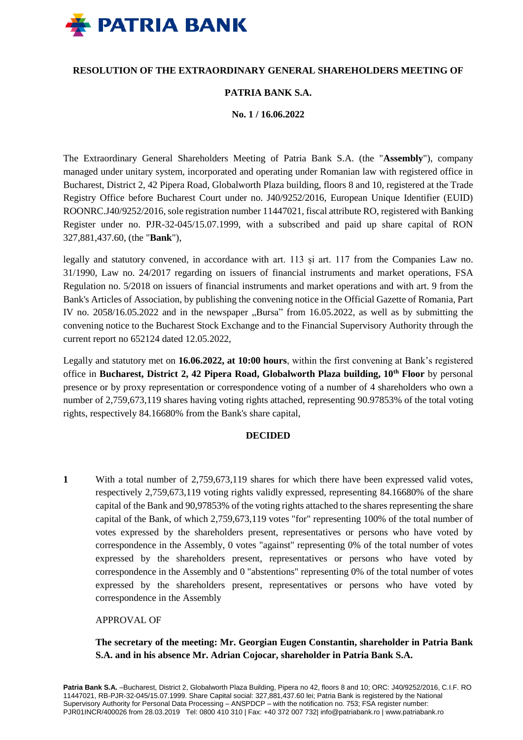**RESOLUTION OF THE EXTRAORDINARY GENERAL SHAREHOLDERS MEETING OF**

**PATRIA BANK S.A.**

**No. 1 / 16.06.2022**

The Extraordinary General Shareholders Meeting of Patria Bank S.A. (the "**Assembly**"), company managed under unitary system, incorporated and operating under Romanian law with registered office in Bucharest, District 2, 42 Pipera Road, Globalworth Plaza building, floors 8 and 10, registered at the Trade Registry Office before Bucharest Court under no. J40/9252/2016, European Unique Identifier (EUID) ROONRC.J40/9252/2016, sole registration number 11447021, fiscal attribute RO, registered with Banking Register under no. PJR-32-045/15.07.1999, with a subscribed and paid up share capital of RON 327,881,437.60, (the "**Bank**"),

legally and statutory convened, in accordance with art. 113 și art. 117 from the Companies Law no. 31/1990, Law no. 24/2017 regarding on issuers of financial instruments and market operations, FSA Regulation no. 5/2018 on issuers of financial instruments and market operations and with art. 9 from the Bank's Articles of Association, by publishing the convening notice in the Official Gazette of Romania, Part IV no. 2058/16.05.2022 and in the newspaper „Bursa" from 16.05.2022, as well as by submitting the convening notice to the Bucharest Stock Exchange and to the Financial Supervisory Authority through the current report no 652124 dated 12.05.2022,

Legally and statutory met on **16.06.2022, at 10:00 hours**, within the first convening at Bank's registered office in **Bucharest, District 2, 42 Pipera Road, Globalworth Plaza building, 10th Floor** by personal presence or by proxy representation or correspondence voting of a number of 4 shareholders who own a number of 2,759,673,119 shares having voting rights attached, representing 90.97853% of the total voting rights, respectively 84.16680% from the Bank's share capital,

**DECIDED**

**1** With a total number of 2,759,673,119 shares for which there have been expressed valid votes, respectively 2,759,673,119 voting rights validly expressed, representing 84.16680% of the share capital of the Bank and 90,97853% of the voting rights attached to the shares representing the share capital of the Bank, of which 2,759,673,119 votes "for" representing 100% of the total number of votes expressed by the shareholders present, representatives or persons who have voted by correspondence in the Assembly, 0 votes "against" representing 0% of the total number of votes expressed by the shareholders present, representatives or persons who have voted by correspondence in the Assembly and 0 "abstentions" representing 0% of the total number of votes expressed by the shareholders present, representatives or persons who have voted by correspondence in the Assembly

APPROVAL OF

**The secretary of the meeting: Mr. Georgian Eugen Constantin, shareholder in Patria Bank S.A. and in his absence Mr. Adrian Cojocar, shareholder in Patria Bank S.A.**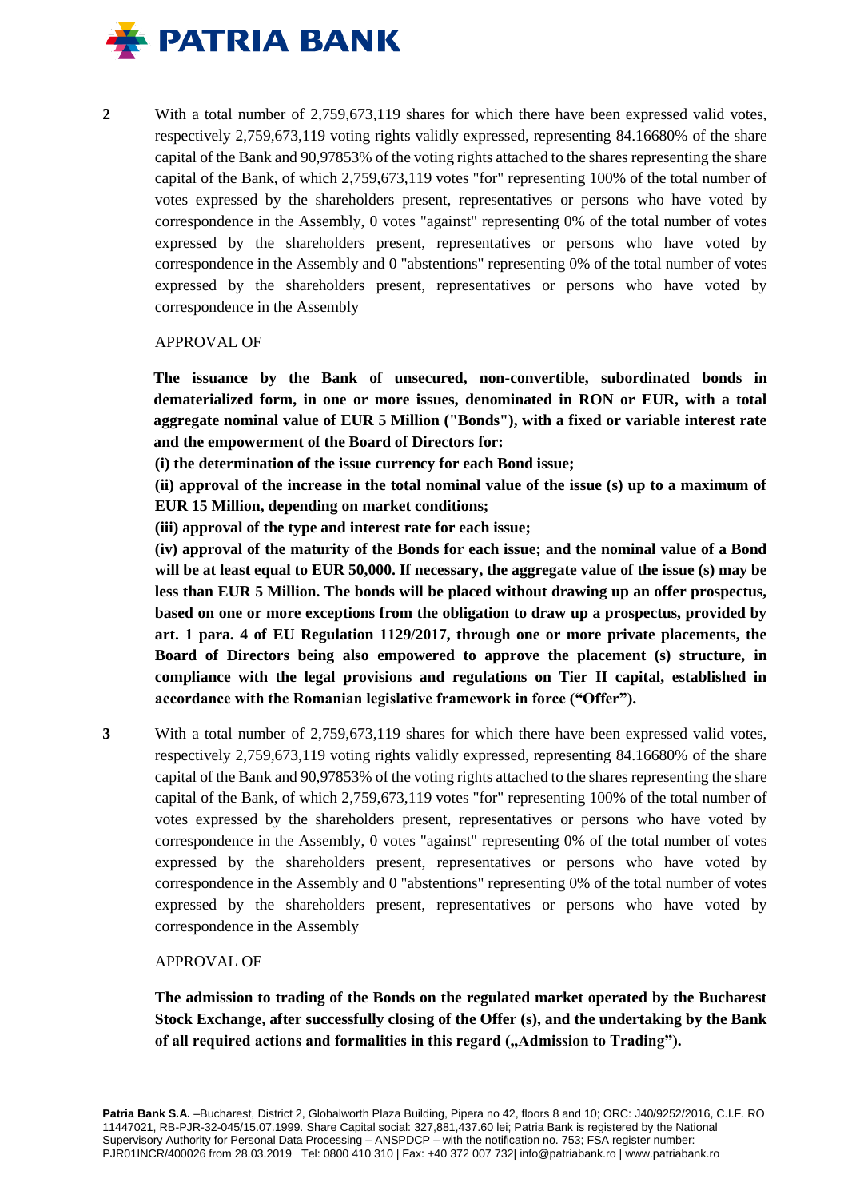**2** With a total number of 2,759,673,119 shares for which there have been expressed valid votes, respectively 2,759,673,119 voting rights validly expressed, representing 84.16680% of the share capital of the Bank and 90,97853% of the voting rights attached to the shares representing the share capital of the Bank, of which 2,759,673,119 votes "for" representing 100% of the total number of votes expressed by the shareholders present, representatives or persons who have voted by correspondence in the Assembly, 0 votes "against" representing 0% of the total number of votes expressed by the shareholders present, representatives or persons who have voted by correspondence in the Assembly and 0 "abstentions" representing 0% of the total number of votes expressed by the shareholders present, representatives or persons who have voted by correspondence in the Assembly

APPROVAL OF

**The issuance by the Bank of unsecured, non-convertible, subordinated bonds in dematerialized form, in one or more issues, denominated in RON or EUR, with a total aggregate nominal value of EUR 5 Million ("Bonds"), with a fixed or variable interest rate and the empowerment of the Board of Directors for:**

**(i) the determination of the issue currency for each Bond issue;**

**(ii) approval of the increase in the total nominal value of the issue (s) up to a maximum of EUR 15 Million, depending on market conditions;**

**(iii) approval of the type and interest rate for each issue;**

**(iv) approval of the maturity of the Bonds for each issue; and the nominal value of a Bond will be at least equal to EUR 50,000. If necessary, the aggregate value of the issue (s) may be less than EUR 5 Million. The bonds will be placed without drawing up an offer prospectus, based on one or more exceptions from the obligation to draw up a prospectus, provided by art. 1 para. 4 of EU Regulation 1129/2017, through one or more private placements, the Board of Directors being also empowered to approve the placement (s) structure, in compliance with the legal provisions and regulations on Tier II capital, established in accordance with the Romanian legislative framework in force ("Offer").**

**3** With a total number of 2,759,673,119 shares for which there have been expressed valid votes, respectively 2,759,673,119 voting rights validly expressed, representing 84.16680% of the share capital of the Bank and 90,97853% of the voting rights attached to the shares representing the share capital of the Bank, of which 2,759,673,119 votes "for" representing 100% of the total number of votes expressed by the shareholders present, representatives or persons who have voted by correspondence in the Assembly, 0 votes "against" representing 0% of the total number of votes expressed by the shareholders present, representatives or persons who have voted by correspondence in the Assembly and 0 "abstentions" representing 0% of the total number of votes expressed by the shareholders present, representatives or persons who have voted by correspondence in the Assembly

APPROVAL OF

**The admission to trading of the Bonds on the regulated market operated by the Bucharest Stock Exchange, after successfully closing of the Offer (s), and the undertaking by the Bank of all required actions and formalities in this regard („Admission to Trading").**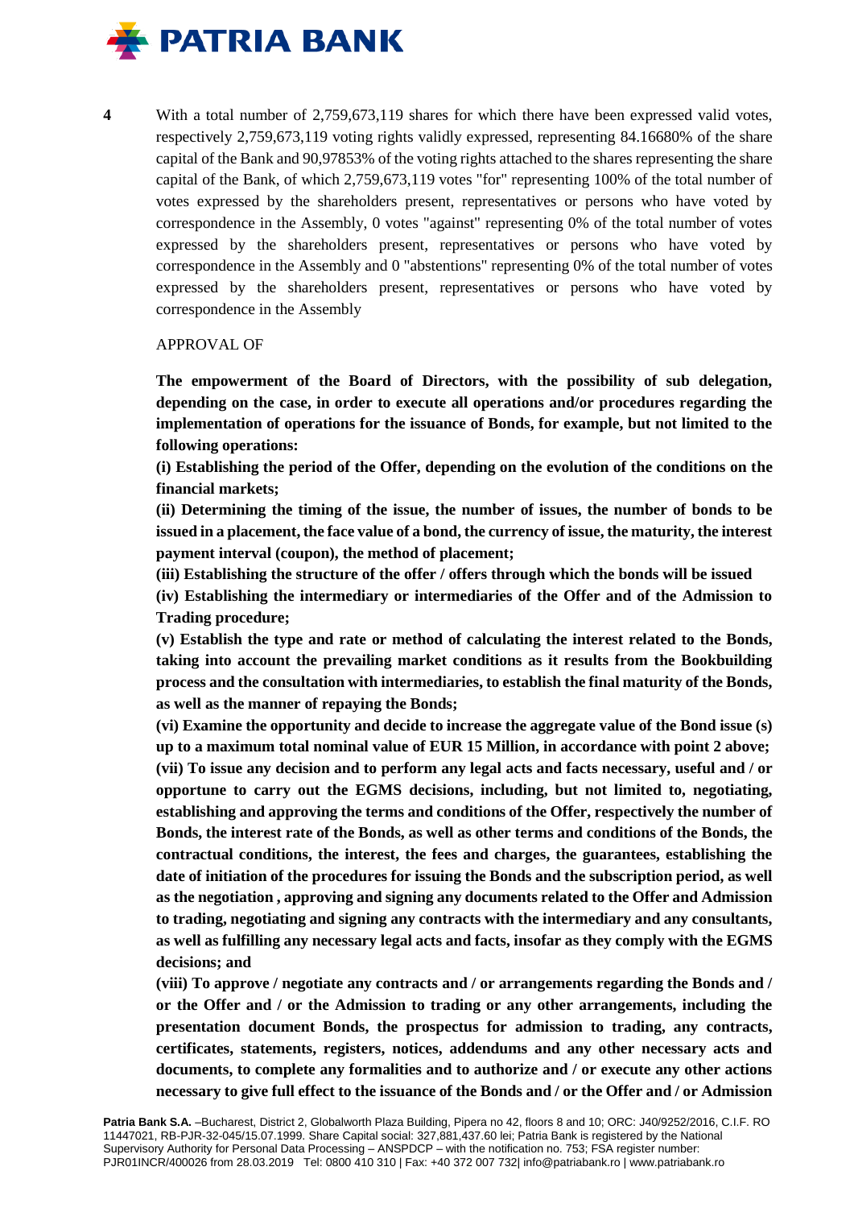**4** With a total number of 2,759,673,119 shares for which there have been expressed valid votes, respectively 2,759,673,119 voting rights validly expressed, representing 84.16680% of the share capital of the Bank and 90,97853% of the voting rights attached to the shares representing the share capital of the Bank, of which 2,759,673,119 votes "for" representing 100% of the total number of votes expressed by the shareholders present, representatives or persons who have voted by correspondence in the Assembly, 0 votes "against" representing 0% of the total number of votes expressed by the shareholders present, representatives or persons who have voted by correspondence in the Assembly and 0 "abstentions" representing 0% of the total number of votes expressed by the shareholders present, representatives or persons who have voted by correspondence in the Assembly

APPROVAL OF

**The empowerment of the Board of Directors, with the possibility of sub delegation, depending on the case, in order to execute all operations and/or procedures regarding the implementation of operations for the issuance of Bonds, for example, but not limited to the following operations:**

**(i) Establishing the period of the Offer, depending on the evolution of the conditions on the financial markets;**

**(ii) Determining the timing of the issue, the number of issues, the number of bonds to be issued in a placement, the face value of a bond, the currency of issue, the maturity, the interest payment interval (coupon), the method of placement;**

**(iii) Establishing the structure of the offer / offers through which the bonds will be issued**

**(iv) Establishing the intermediary or intermediaries of the Offer and of the Admission to Trading procedure;**

**(v) Establish the type and rate or method of calculating the interest related to the Bonds, taking into account the prevailing market conditions as it results from the Bookbuilding process and the consultation with intermediaries, to establish the final maturity of the Bonds, as well as the manner of repaying the Bonds;**

**(vi) Examine the opportunity and decide to increase the aggregate value of the Bond issue (s) up to a maximum total nominal value of EUR 15 Million, in accordance with point 2 above;**

**(vii) To issue any decision and to perform any legal acts and facts necessary, useful and / or opportune to carry out the EGMS decisions, including, but not limited to, negotiating, establishing and approving the terms and conditions of the Offer, respectively the number of Bonds, the interest rate of the Bonds, as well as other terms and conditions of the Bonds, the contractual conditions, the interest, the fees and charges, the guarantees, establishing the date of initiation of the procedures for issuing the Bonds and the subscription period, as well as the negotiation , approving and signing any documents related to the Offer and Admission to trading, negotiating and signing any contracts with the intermediary and any consultants, as well as fulfilling any necessary legal acts and facts, insofar as they comply with the EGMS decisions; and**

**(viii) To approve / negotiate any contracts and / or arrangements regarding the Bonds and / or the Offer and / or the Admission to trading or any other arrangements, including the presentation document Bonds, the prospectus for admission to trading, any contracts, certificates, statements, registers, notices, addendums and any other necessary acts and documents, to complete any formalities and to authorize and / or execute any other actions necessary to give full effect to the issuance of the Bonds and / or the Offer and / or Admission**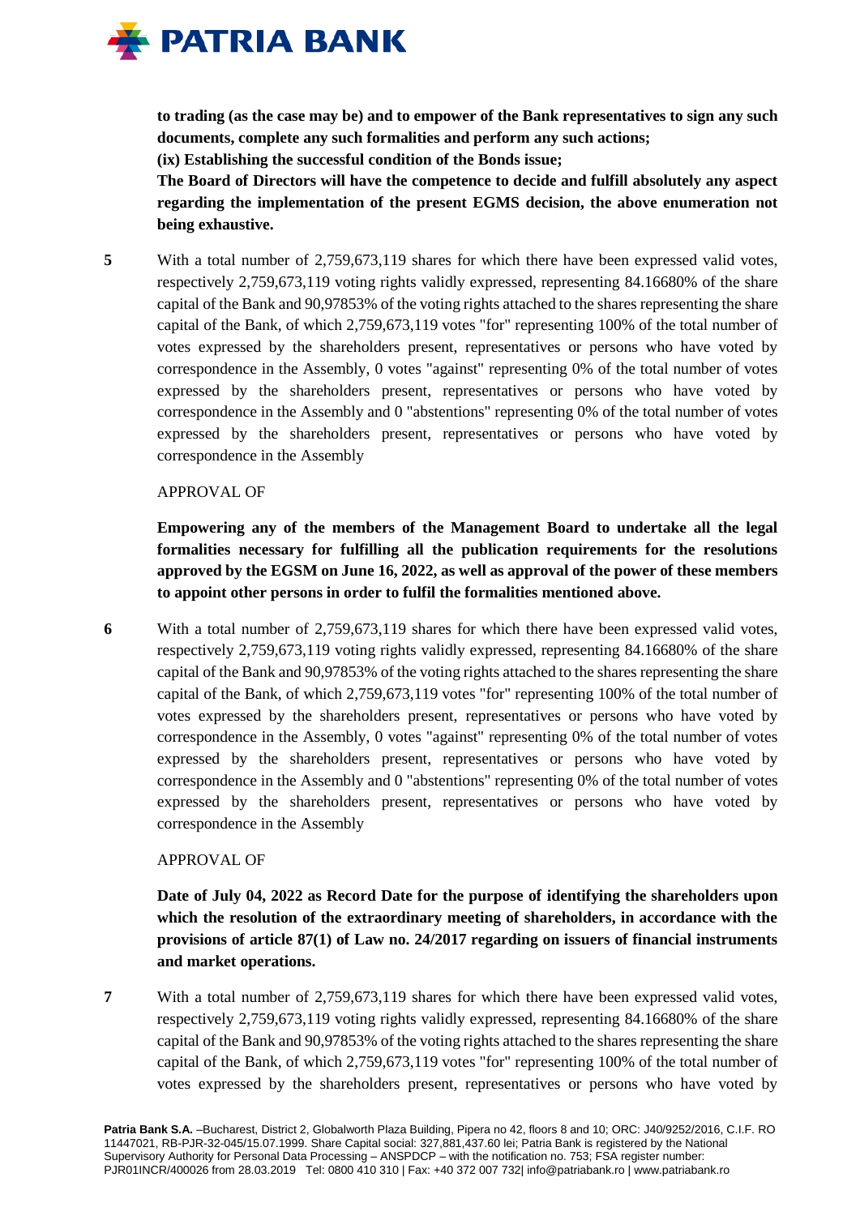**to trading (as the case may be) and to empower of the Bank representatives to sign any such documents, complete any such formalities and perform any such actions;**

**(ix) Establishing the successful condition of the Bonds issue;**

**The Board of Directors will have the competence to decide and fulfill absolutely any aspect regarding the implementation of the present EGMS decision, the above enumeration not being exhaustive.**

**5** With a total number of 2,759,673,119 shares for which there have been expressed valid votes, respectively 2,759,673,119 voting rights validly expressed, representing 84.16680% of the share capital of the Bank and 90,97853% of the voting rights attached to the shares representing the share capital of the Bank, of which 2,759,673,119 votes "for" representing 100% of the total number of votes expressed by the shareholders present, representatives or persons who have voted by correspondence in the Assembly, 0 votes "against" representing 0% of the total number of votes expressed by the shareholders present, representatives or persons who have voted by correspondence in the Assembly and 0 "abstentions" representing 0% of the total number of votes expressed by the shareholders present, representatives or persons who have voted by correspondence in the Assembly

APPROVAL OF

**Empowering any of the members of the Management Board to undertake all the legal formalities necessary for fulfilling all the publication requirements for the resolutions approved by the EGSM on June 16, 2022, as well as approval of the power of these members to appoint other persons in order to fulfil the formalities mentioned above.**

**6** With a total number of 2,759,673,119 shares for which there have been expressed valid votes, respectively 2,759,673,119 voting rights validly expressed, representing 84.16680% of the share capital of the Bank and 90,97853% of the voting rights attached to the shares representing the share capital of the Bank, of which 2,759,673,119 votes "for" representing 100% of the total number of votes expressed by the shareholders present, representatives or persons who have voted by correspondence in the Assembly, 0 votes "against" representing 0% of the total number of votes expressed by the shareholders present, representatives or persons who have voted by correspondence in the Assembly and 0 "abstentions" representing 0% of the total number of votes expressed by the shareholders present, representatives or persons who have voted by correspondence in the Assembly

APPROVAL OF

**Date of July 04, 2022 as Record Date for the purpose of identifying the shareholders upon which the resolution of the extraordinary meeting of shareholders, in accordance with the provisions of article 87(1) of Law no. 24/2017 regarding on issuers of financial instruments and market operations.**

**7** With a total number of 2,759,673,119 shares for which there have been expressed valid votes, respectively 2,759,673,119 voting rights validly expressed, representing 84.16680% of the share capital of the Bank and 90,97853% of the voting rights attached to the shares representing the share capital of the Bank, of which 2,759,673,119 votes "for" representing 100% of the total number of votes expressed by the shareholders present, representatives or persons who have voted by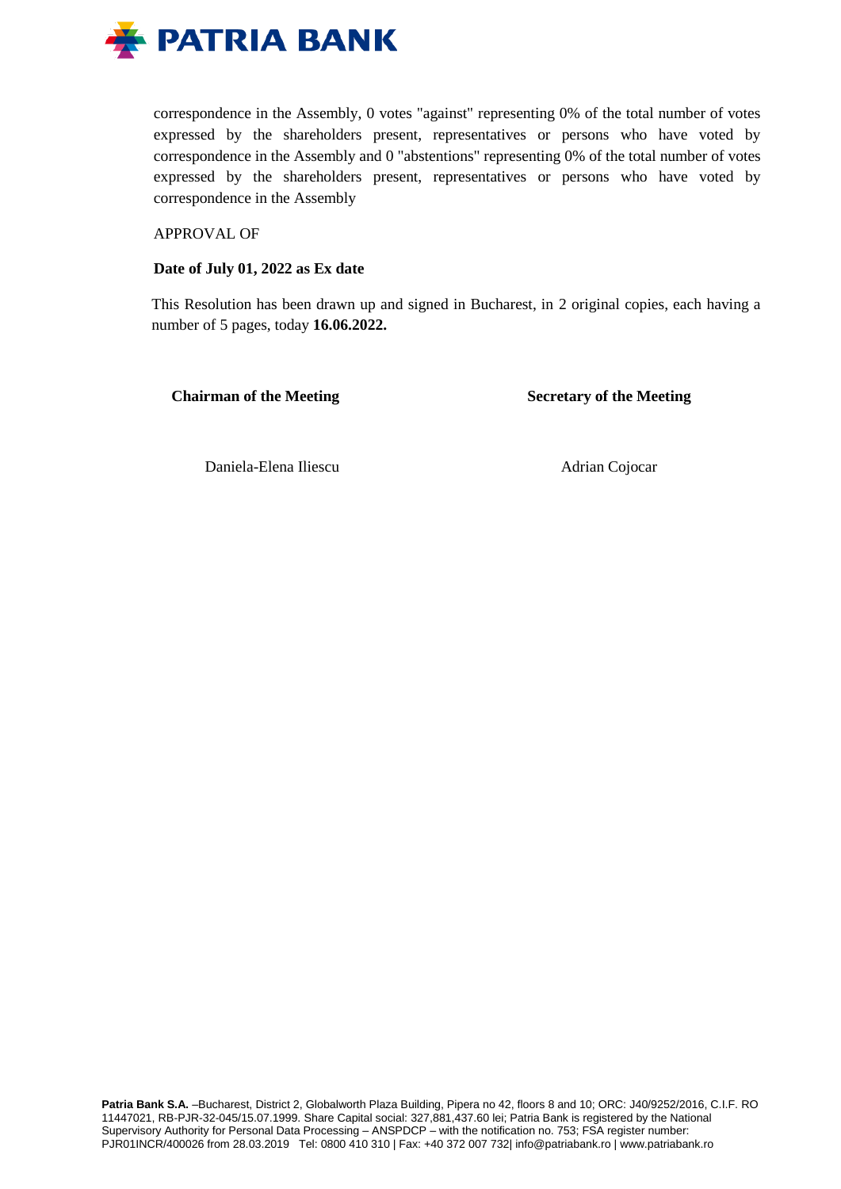correspondence in the Assembly, 0 votes "against" representing 0% of the total number of votes expressed by the shareholders present, representatives or persons who have voted by correspondence in the Assembly and 0 "abstentions" representing 0% of the total number of votes expressed by the shareholders present, representatives or persons who have voted by correspondence in the Assembly

APPROVAL OF

**Date of July 01, 2022 as Ex date**

This Resolution has been drawn up and signed in Bucharest, in 2 original copies, each having a number of 5 pages, today **16.06.2022.**

| **Chairman of the Meeting** | **Secretary of the Meeting** |
|---|---|
| Daniela-Elena Iliescu | Adrian Cojocar |